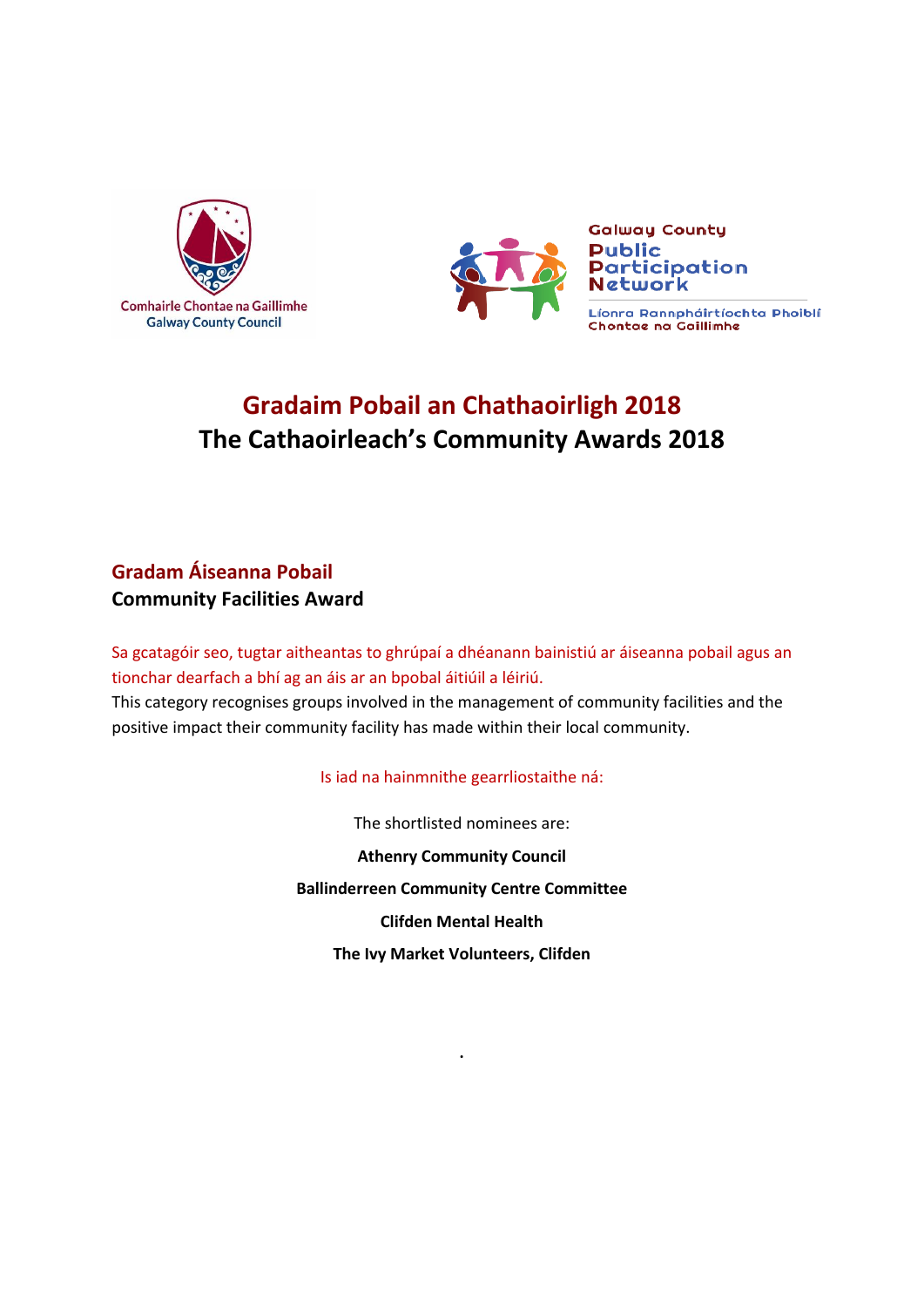Comhairle Chontae na Gaillimhe
Galway County Council

Galway County
Public
Participation
Network

Líonra Rannpháirtíochta Phoiblí
Chontae na Gaillimhe

# Gradaim Pobail an Chathaoirligh 2018
# The Cathaoirleach's Community Awards 2018

## Gradam Áiseanna Pobail
## Community Facilities Award

Sa gcatagóir seo, tugtar aitheantas to ghrúpaí a dhéanann bainistiú ar áiseanna pobail agus an tionchar dearfach a bhí ag an áis ar an bpobal áitiúil a léiriú.

This category recognises groups involved in the management of community facilities and the positive impact their community facility has made within their local community.

Is iad na hainmnithe gearrliostaithe ná:

The shortlisted nominees are:

**Athenry Community Council**

**Ballinderreen Community Centre Committee**

**Clifden Mental Health**

**The Ivy Market Volunteers, Clifden**

.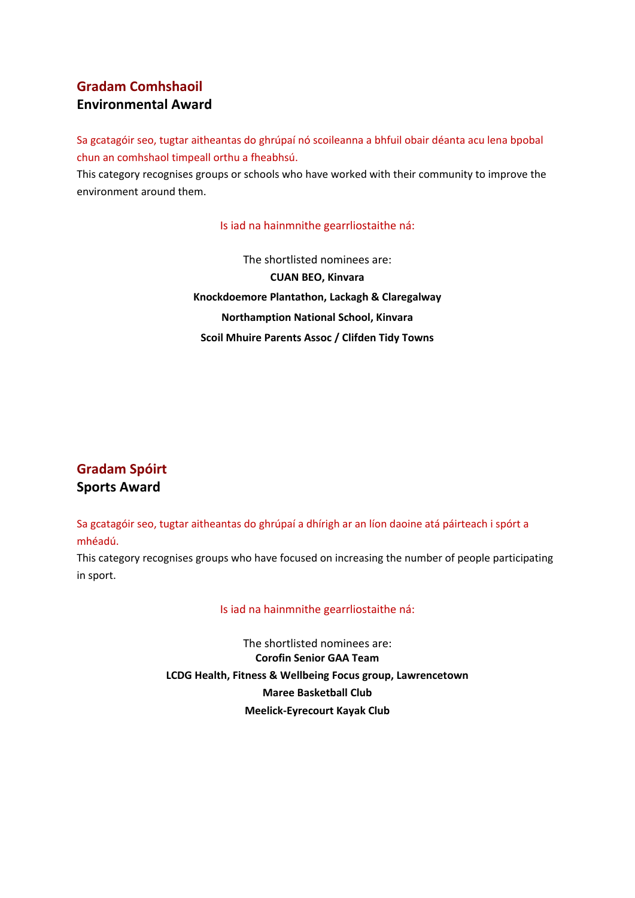## Gradam Comhshaoil
## Environmental Award

Sa gcatagóir seo, tugtar aitheantas do ghrúpaí nó scoileanna a bhfuil obair déanta acu lena bpobal chun an comhshaol timpeall orthu a fheabhsú.

This category recognises groups or schools who have worked with their community to improve the environment around them.

Is iad na hainmnithe gearrliostaithe ná:

The shortlisted nominees are:

**CUAN BEO, Kinvara**

**Knockdoemore Plantathon, Lackagh & Claregalway**

**Northamption National School, Kinvara**

**Scoil Mhuire Parents Assoc / Clifden Tidy Towns**

## Gradam Spóirt
## Sports Award

Sa gcatagóir seo, tugtar aitheantas do ghrúpaí a dhírigh ar an líon daoine atá páirteach i spórt a mhéadú.

This category recognises groups who have focused on increasing the number of people participating in sport.

Is iad na hainmnithe gearrliostaithe ná:

The shortlisted nominees are:

**Corofin Senior GAA Team**

**LCDG Health, Fitness & Wellbeing Focus group, Lawrencetown**

**Maree Basketball Club**

**Meelick-Eyrecourt Kayak Club**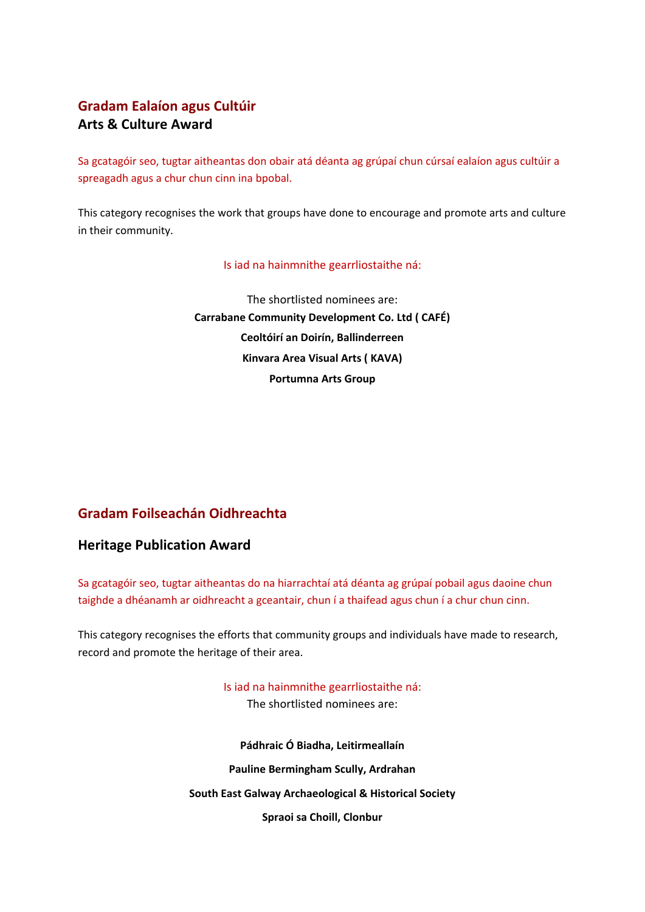## Gradam Ealaíon agus Cultúir

## Arts & Culture Award

Sa gcatagóir seo, tugtar aitheantas don obair atá déanta ag grúpaí chun cúrsaí ealaíon agus cultúir a spreagadh agus a chur chun cinn ina bpobal.

This category recognises the work that groups have done to encourage and promote arts and culture in their community.

Is iad na hainmnithe gearrliostaithe ná:

The shortlisted nominees are:

**Carrabane Community Development Co. Ltd ( CAFÉ)**

**Ceoltóirí an Doirín, Ballinderreen**

**Kinvara Area Visual Arts ( KAVA)**

**Portumna Arts Group**

## Gradam Foilseachán Oidhreachta

## Heritage Publication Award

Sa gcatagóir seo, tugtar aitheantas do na hiarrachtaí atá déanta ag grúpaí pobail agus daoine chun taighde a dhéanamh ar oidhreacht a gceantair, chun í a thaifead agus chun í a chur chun cinn.

This category recognises the efforts that community groups and individuals have made to research, record and promote the heritage of their area.

Is iad na hainmnithe gearrliostaithe ná:

The shortlisted nominees are:

**Pádhraic Ó Biadha, Leitirmeallaín**

**Pauline Bermingham Scully, Ardrahan**

**South East Galway Archaeological & Historical Society**

**Spraoi sa Choill, Clonbur**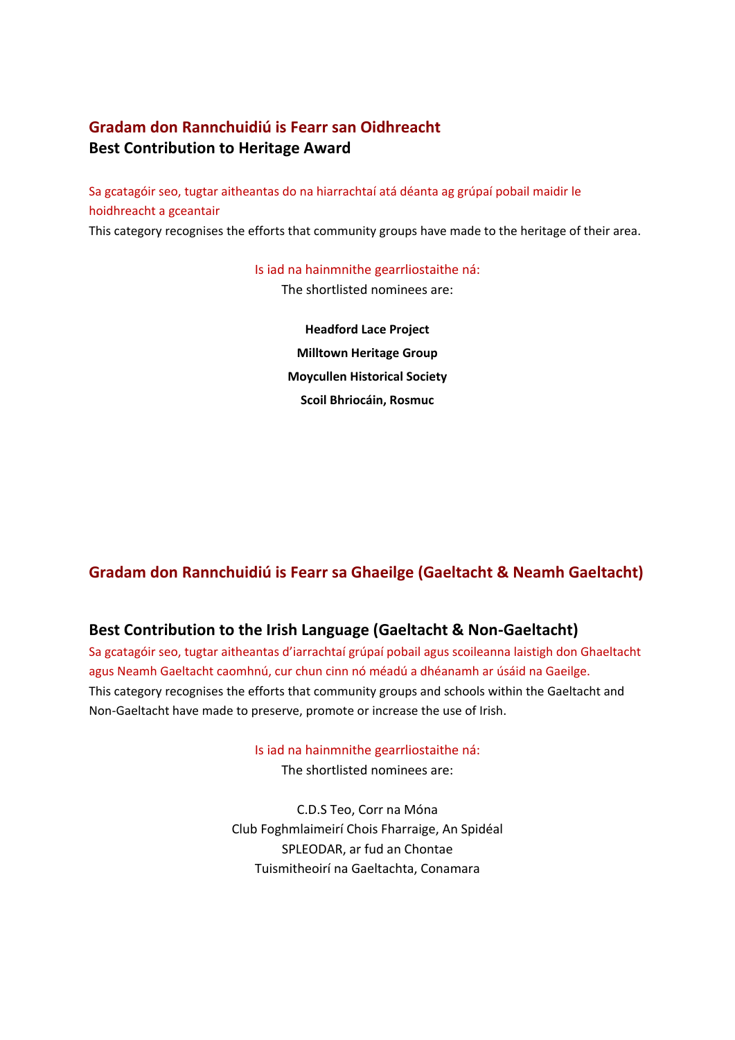## Gradam don Rannchuidiú is Fearr san Oidhreacht
## Best Contribution to Heritage Award

Sa gcatagóir seo, tugtar aitheantas do na hiarrachtaí atá déanta ag grúpaí pobail maidir le hoidhreacht a gceantair

This category recognises the efforts that community groups have made to the heritage of their area.

Is iad na hainmnithe gearrliostaithe ná:
The shortlisted nominees are:

**Headford Lace Project**
**Milltown Heritage Group**
**Moycullen Historical Society**
**Scoil Bhriocáin, Rosmuc**

## Gradam don Rannchuidiú is Fearr sa Ghaeilge (Gaeltacht & Neamh Gaeltacht)

## Best Contribution to the Irish Language (Gaeltacht & Non-Gaeltacht)

Sa gcatagóir seo, tugtar aitheantas d'iarrachtaí grúpaí pobail agus scoileanna laistigh don Ghaeltacht agus Neamh Gaeltacht caomhnú, cur chun cinn nó méadú a dhéanamh ar úsáid na Gaeilge.

This category recognises the efforts that community groups and schools within the Gaeltacht and Non-Gaeltacht have made to preserve, promote or increase the use of Irish.

Is iad na hainmnithe gearrliostaithe ná:
The shortlisted nominees are:

C.D.S Teo, Corr na Móna
Club Foghmlaimeirí Chois Fharraige, An Spidéal
SPLEODAR, ar fud an Chontae
Tuismitheoirí na Gaeltachta, Conamara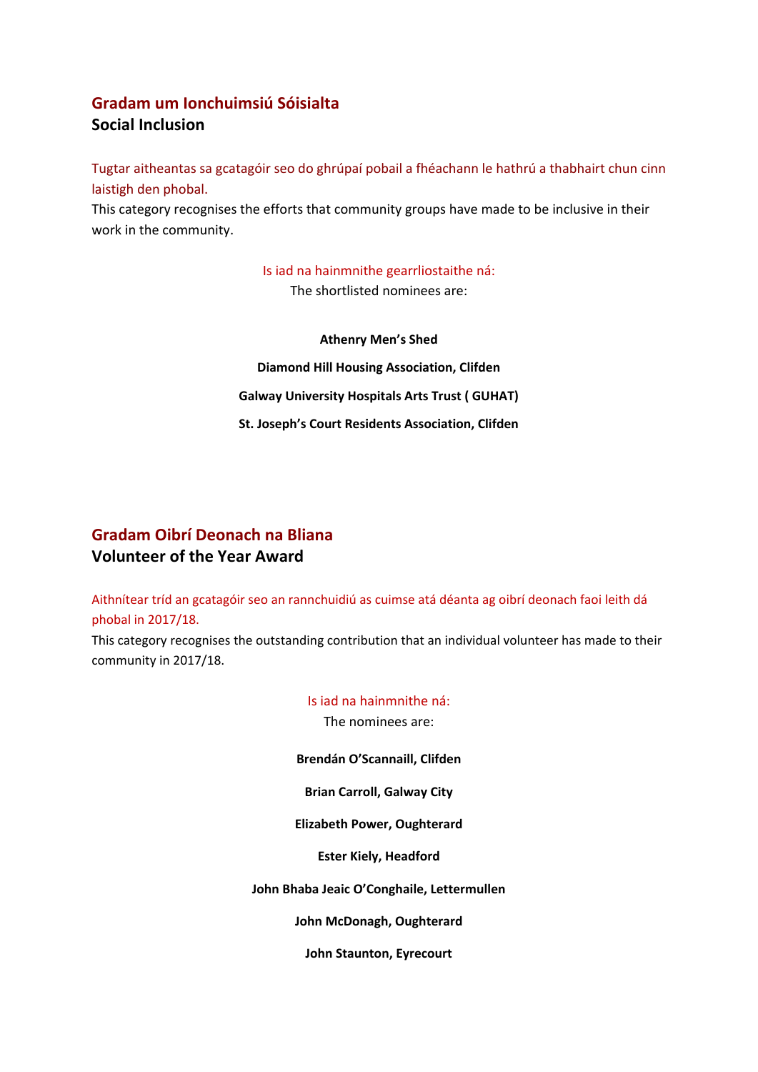## Gradam um Ionchuimsiú Sóisialta
## Social Inclusion

Tugtar aitheantas sa gcatagóir seo do ghrúpaí pobail a fhéachann le hathrú a thabhairt chun cinn laistigh den phobal.
This category recognises the efforts that community groups have made to be inclusive in their work in the community.

Is iad na hainmnithe gearrliostaithe ná:
The shortlisted nominees are:

**Athenry Men's Shed**

**Diamond Hill Housing Association, Clifden**

**Galway University Hospitals Arts Trust ( GUHAT)**

**St. Joseph's Court Residents Association, Clifden**

## Gradam Oibrí Deonach na Bliana
## Volunteer of the Year Award

Aithnítear tríd an gcatagóir seo an rannchuidiú as cuimse atá déanta ag oibrí deonach faoi leith dá phobal in 2017/18.
This category recognises the outstanding contribution that an individual volunteer has made to their community in 2017/18.

Is iad na hainmnithe ná:
The nominees are:

**Brendán O'Scannaill, Clifden**

**Brian Carroll, Galway City**

**Elizabeth Power, Oughterard**

**Ester Kiely, Headford**

**John Bhaba Jeaic O'Conghaile, Lettermullen**

**John McDonagh, Oughterard**

**John Staunton, Eyrecourt**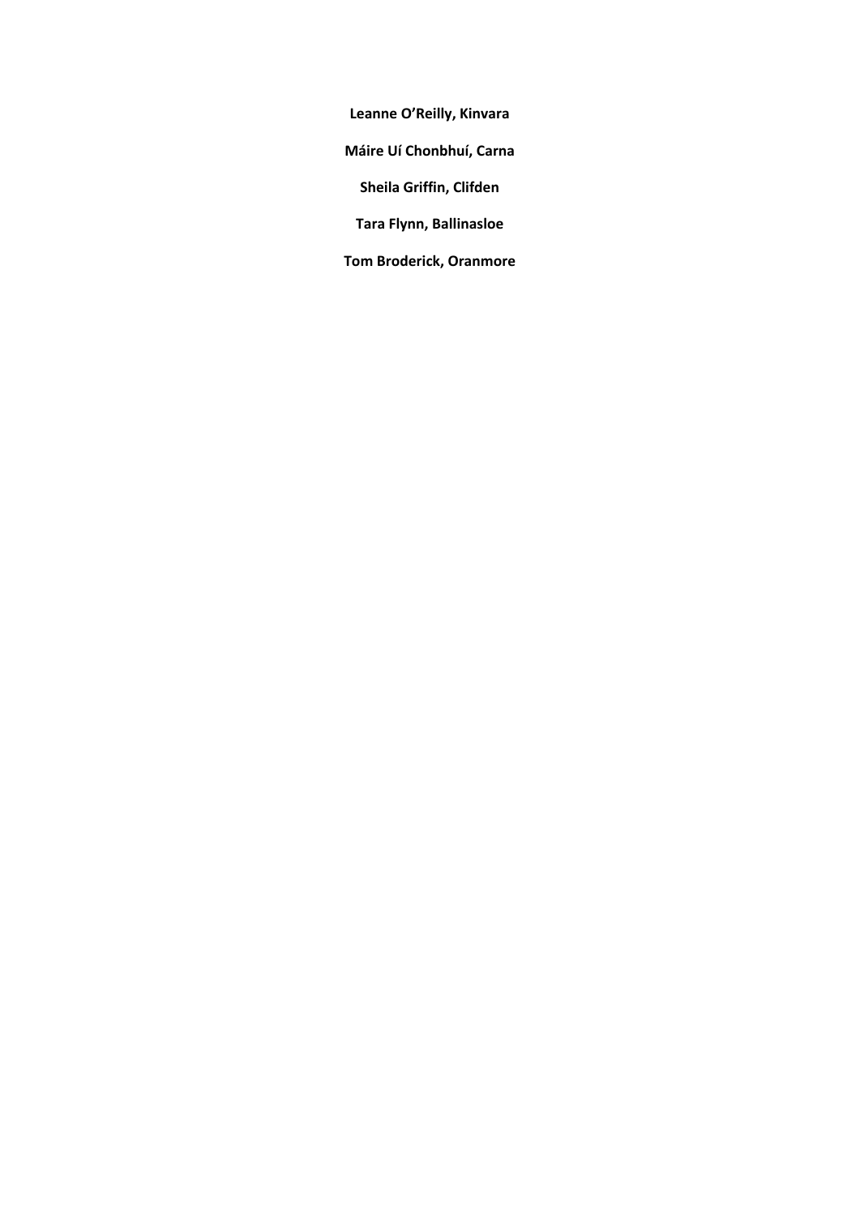**Leanne O'Reilly, Kinvara**

**Máire Uí Chonbhuí, Carna**

**Sheila Griffin, Clifden**

**Tara Flynn, Ballinasloe**

**Tom Broderick, Oranmore**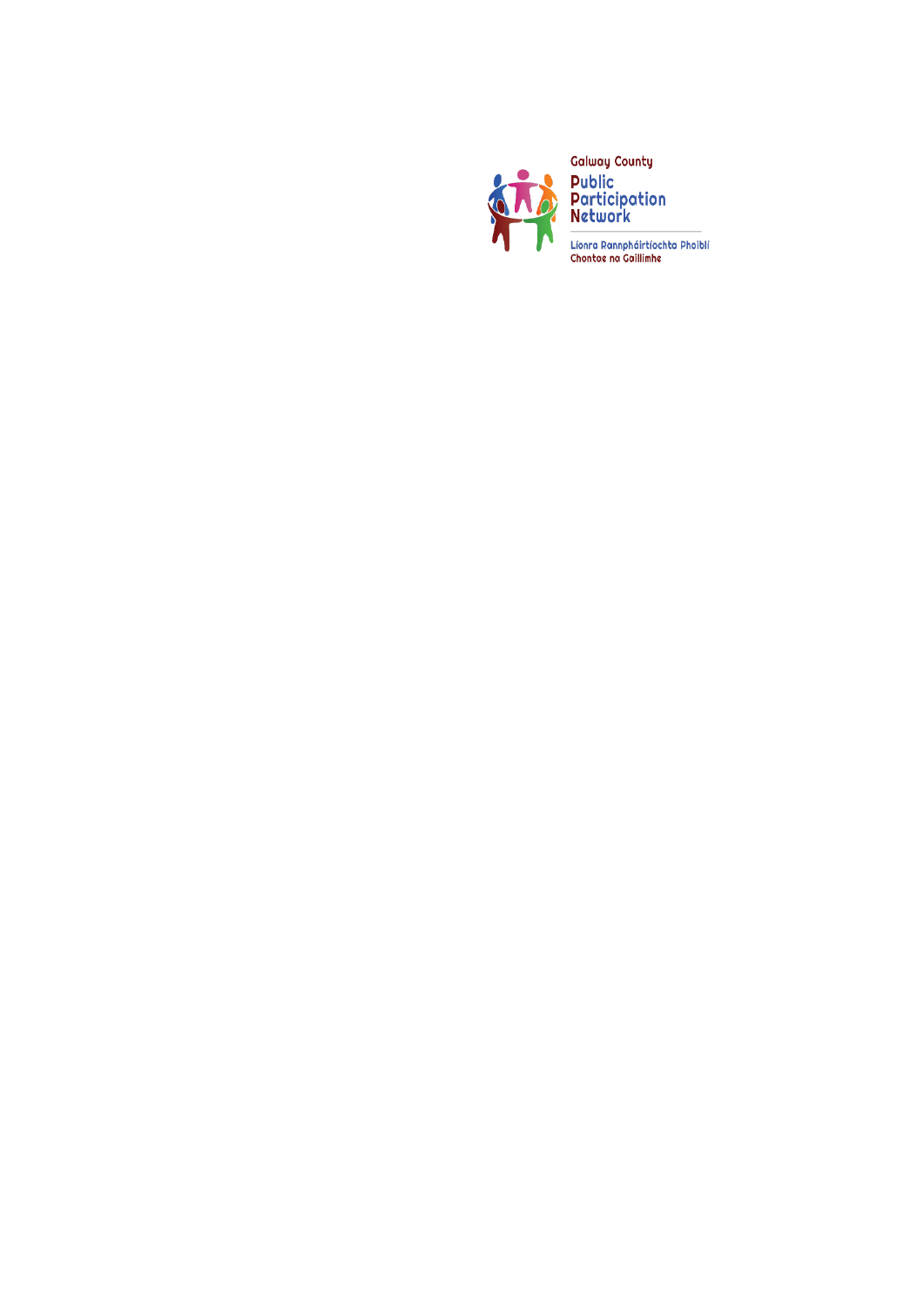Galway County

Public
Participation
Network

Líonra Rannpháirtíochta Phoiblí
Chontae na Gaillimhe